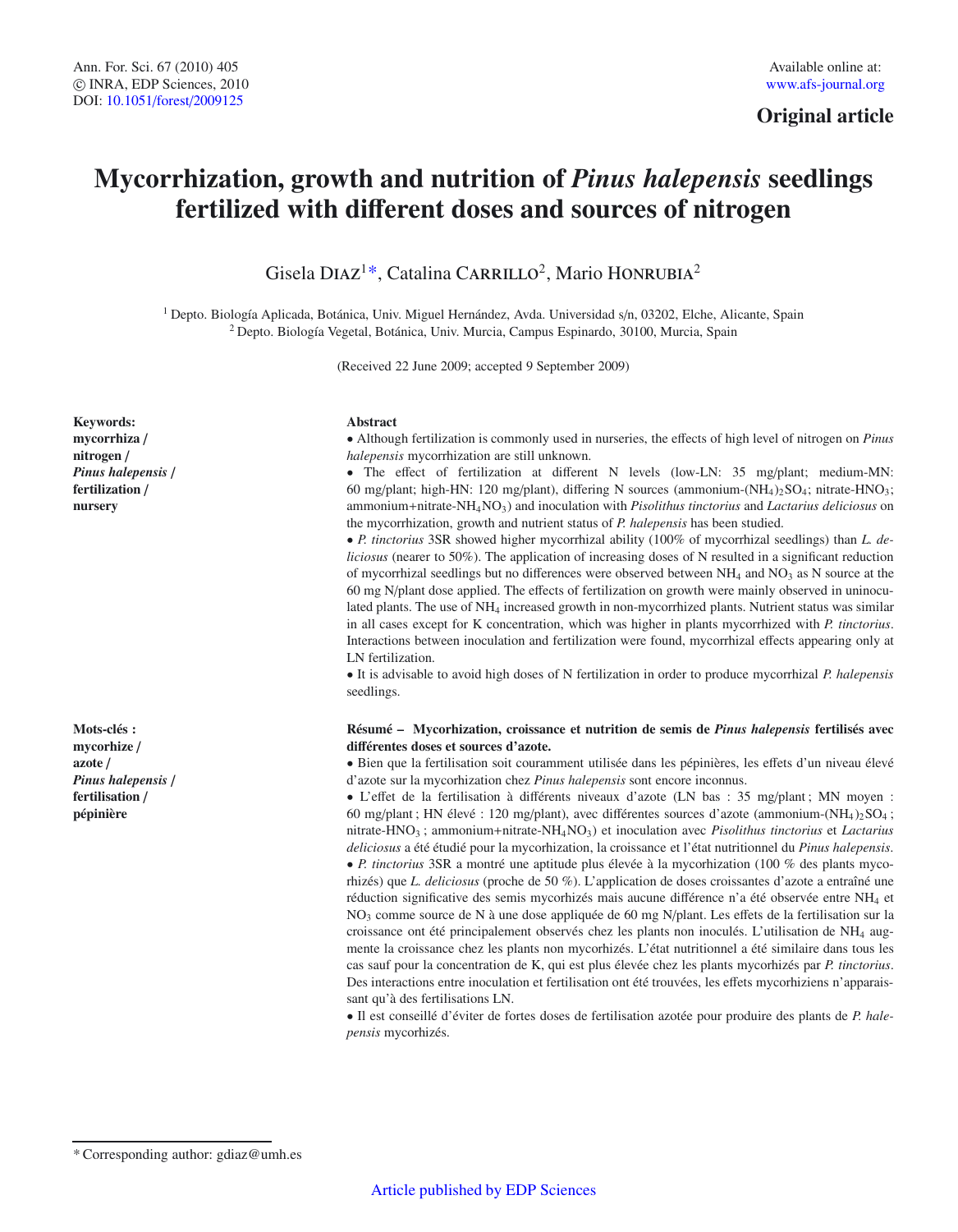Original article

# Mycorrhization, growth and nutrition of *Pinus halepensis* seedlings fertilized with different doses and sources of nitrogen

Gisela Diaz[1]*, Catalina Carrillo[2], Mario Honrubia[2]

[1] Depto. Biología Aplicada, Botánica, Univ. Miguel Hernández, Avda. Universidad s/n, 03202, Elche, Alicante, Spain
[2] Depto. Biología Vegetal, Botánica, Univ. Murcia, Campus Espinardo, 30100, Murcia, Spain

(Received 22 June 2009; accepted 9 September 2009)

**Keywords:** mycorrhiza / nitrogen / *Pinus halepensis* / fertilization / nursery

**Abstract**

• Although fertilization is commonly used in nurseries, the effects of high level of nitrogen on *Pinus halepensis* mycorrhization are still unknown.

• The effect of fertilization at different N levels (low-LN: 35 mg/plant; medium-MN: 60 mg/plant; high-HN: 120 mg/plant), differing N sources (ammonium-$(NH_4)_2SO_4$; nitrate-$HNO_3$; ammonium+nitrate-$NH_4NO_3$) and inoculation with *Pisolithus tinctorius* and *Lactarius deliciosus* on the mycorrhization, growth and nutrient status of *P. halepensis* has been studied.

• *P. tinctorius* 3SR showed higher mycorrhizal ability (100% of mycorrhizal seedlings) than *L. deliciosus* (nearer to 50%). The application of increasing doses of N resulted in a significant reduction of mycorrhizal seedlings but no differences were observed between $NH_4$ and $NO_3$ as N source at the 60 mg N/plant dose applied. The effects of fertilization on growth were mainly observed in uninoculated plants. The use of $NH_4$ increased growth in non-mycorrhized plants. Nutrient status was similar in all cases except for K concentration, which was higher in plants mycorrhized with *P. tinctorius*. Interactions between inoculation and fertilization were found, mycorrhizal effects appearing only at LN fertilization.

• It is advisable to avoid high doses of N fertilization in order to produce mycorrhizal *P. halepensis* seedlings.

**Mots-clés :** mycorhize / azote / *Pinus halepensis* / fertilisation / pépinière

**Résumé – Mycorhization, croissance et nutrition de semis de *Pinus halepensis* fertilisés avec différentes doses et sources d'azote.**

• Bien que la fertilisation soit couramment utilisée dans les pépinières, les effets d'un niveau élevé d'azote sur la mycorhization chez *Pinus halepensis* sont encore inconnus.

• L'effet de la fertilisation à différents niveaux d'azote (LN bas : 35 mg/plant ; MN moyen : 60 mg/plant ; HN élevé : 120 mg/plant), avec différentes sources d'azote (ammonium-$(NH_4)_2SO_4$ ; nitrate-$HNO_3$ ; ammonium+nitrate-$NH_4NO_3$) et inoculation avec *Pisolithus tinctorius* et *Lactarius deliciosus* a été étudié pour la mycorhization, la croissance et l'état nutritionnel du *Pinus halepensis*.

• *P. tinctorius* 3SR a montré une aptitude plus élevée à la mycorhization (100 % des plants mycorhizés) que *L. deliciosus* (proche de 50 %). L'application de doses croissantes d'azote a entraîné une réduction significative des semis mycorhizés mais aucune différence n'a été observée entre $NH_4$ et $NO_3$ comme source de N à une dose appliquée de 60 mg N/plant. Les effets de la fertilisation sur la croissance ont été principalement observés chez les plants non inoculés. L'utilisation de $NH_4$ augmente la croissance chez les plants non mycorhizés. L'état nutritionnel a été similaire dans tous les cas sauf pour la concentration de K, qui est plus élevée chez les plants mycorhizés par *P. tinctorius*. Des interactions entre inoculation et fertilisation ont été trouvées, les effets mycorhiziens n'apparaissant qu'à des fertilisations LN.

• Il est conseillé d'éviter de fortes doses de fertilisation azotée pour produire des plants de *P. halepensis* mycorhizés.

* Corresponding author: gdiaz@umh.es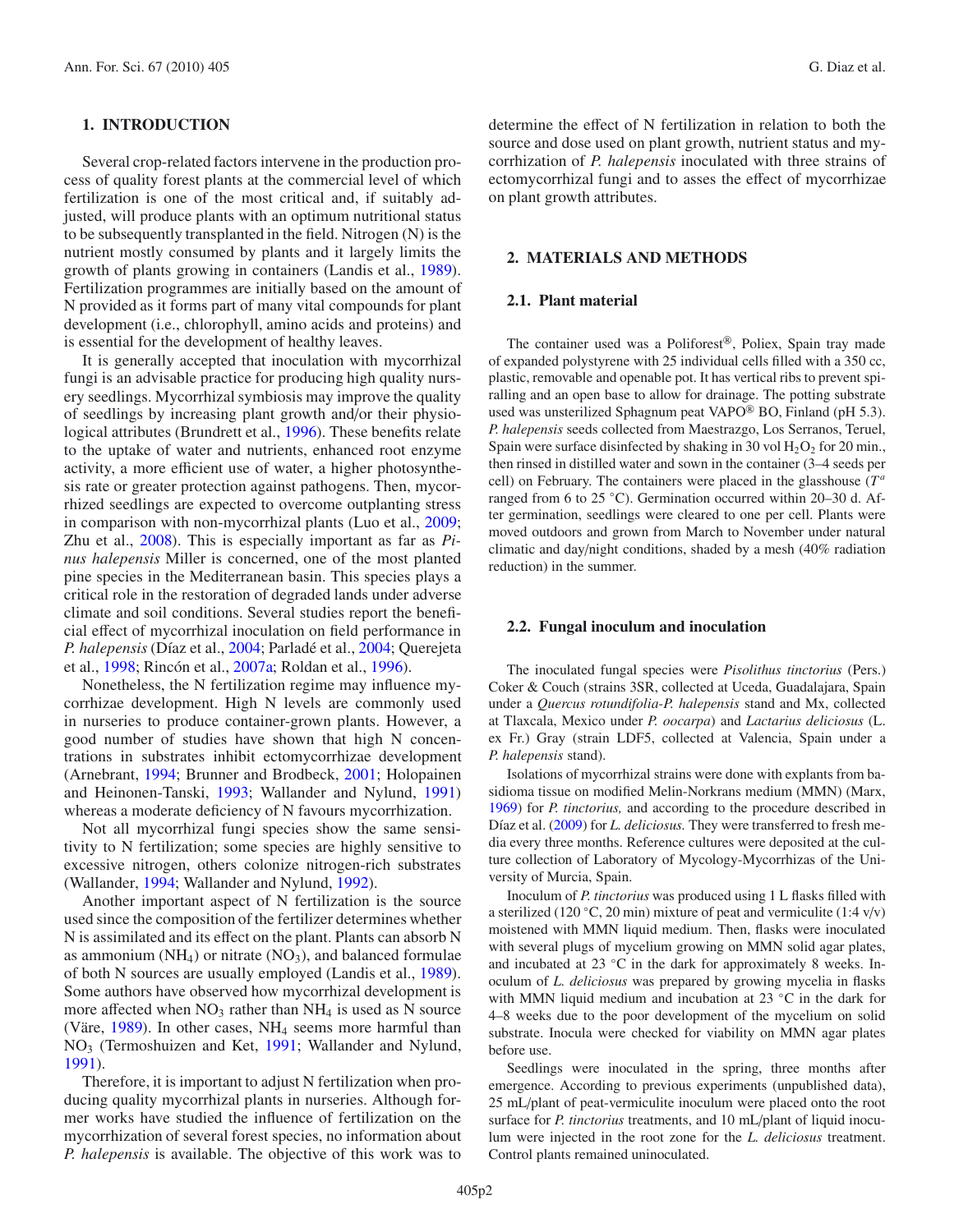## 1. INTRODUCTION

Several crop-related factors intervene in the production process of quality forest plants at the commercial level of which fertilization is one of the most critical and, if suitably adjusted, will produce plants with an optimum nutritional status to be subsequently transplanted in the field. Nitrogen (N) is the nutrient mostly consumed by plants and it largely limits the growth of plants growing in containers (Landis et al., 1989). Fertilization programmes are initially based on the amount of N provided as it forms part of many vital compounds for plant development (i.e., chlorophyll, amino acids and proteins) and is essential for the development of healthy leaves.

It is generally accepted that inoculation with mycorrhizal fungi is an advisable practice for producing high quality nursery seedlings. Mycorrhizal symbiosis may improve the quality of seedlings by increasing plant growth and/or their physiological attributes (Brundrett et al., 1996). These benefits relate to the uptake of water and nutrients, enhanced root enzyme activity, a more efficient use of water, a higher photosynthesis rate or greater protection against pathogens. Then, mycorrhized seedlings are expected to overcome outplanting stress in comparison with non-mycorrhizal plants (Luo et al., 2009; Zhu et al., 2008). This is especially important as far as *Pinus halepensis* Miller is concerned, one of the most planted pine species in the Mediterranean basin. This species plays a critical role in the restoration of degraded lands under adverse climate and soil conditions. Several studies report the beneficial effect of mycorrhizal inoculation on field performance in *P. halepensis* (Díaz et al., 2004; Parladé et al., 2004; Querejeta et al., 1998; Rincón et al., 2007a; Roldan et al., 1996).

Nonetheless, the N fertilization regime may influence mycorrhizae development. High N levels are commonly used in nurseries to produce container-grown plants. However, a good number of studies have shown that high N concentrations in substrates inhibit ectomycorrhizae development (Arnebrant, 1994; Brunner and Brodbeck, 2001; Holopainen and Heinonen-Tanski, 1993; Wallander and Nylund, 1991) whereas a moderate deficiency of N favours mycorrhization.

Not all mycorrhizal fungi species show the same sensitivity to N fertilization; some species are highly sensitive to excessive nitrogen, others colonize nitrogen-rich substrates (Wallander, 1994; Wallander and Nylund, 1992).

Another important aspect of N fertilization is the source used since the composition of the fertilizer determines whether N is assimilated and its effect on the plant. Plants can absorb N as ammonium ($NH_4$) or nitrate ($NO_3$), and balanced formulae of both N sources are usually employed (Landis et al., 1989). Some authors have observed how mycorrhizal development is more affected when $NO_3$ rather than $NH_4$ is used as N source (Väre, 1989). In other cases, $NH_4$ seems more harmful than $NO_3$ (Termoshuizen and Ket, 1991; Wallander and Nylund, 1991).

Therefore, it is important to adjust N fertilization when producing quality mycorrhizal plants in nurseries. Although former works have studied the influence of fertilization on the mycorrhization of several forest species, no information about *P. halepensis* is available. The objective of this work was to determine the effect of N fertilization in relation to both the source and dose used on plant growth, nutrient status and mycorrhization of *P. halepensis* inoculated with three strains of ectomycorrhizal fungi and to asses the effect of mycorrhizae on plant growth attributes.

## 2. MATERIALS AND METHODS

### 2.1. Plant material

The container used was a Poliforest®, Poliex, Spain tray made of expanded polystyrene with 25 individual cells filled with a 350 cc, plastic, removable and openable pot. It has vertical ribs to prevent spiralling and an open base to allow for drainage. The potting substrate used was unsterilized Sphagnum peat VAPO® BO, Finland (pH 5.3). *P. halepensis* seeds collected from Maestrazgo, Los Serranos, Teruel, Spain were surface disinfected by shaking in 30 vol $H_2O_2$ for 20 min., then rinsed in distilled water and sown in the container (3–4 seeds per cell) on February. The containers were placed in the glasshouse ($T^a$ ranged from 6 to 25 °C). Germination occurred within 20–30 d. After germination, seedlings were cleared to one per cell. Plants were moved outdoors and grown from March to November under natural climatic and day/night conditions, shaded by a mesh (40% radiation reduction) in the summer.

### 2.2. Fungal inoculum and inoculation

The inoculated fungal species were *Pisolithus tinctorius* (Pers.) Coker & Couch (strains 3SR, collected at Uceda, Guadalajara, Spain under a *Quercus rotundifolia-P. halepensis* stand and Mx, collected at Tlaxcala, Mexico under *P. oocarpa*) and *Lactarius deliciosus* (L. ex Fr.) Gray (strain LDF5, collected at Valencia, Spain under a *P. halepensis* stand).

Isolations of mycorrhizal strains were done with explants from basidioma tissue on modified Melin-Norkrans medium (MMN) (Marx, 1969) for *P. tinctorius,* and according to the procedure described in Díaz et al. (2009) for *L. deliciosus.* They were transferred to fresh media every three months. Reference cultures were deposited at the culture collection of Laboratory of Mycology-Mycorrhizas of the University of Murcia, Spain.

Inoculum of *P. tinctorius* was produced using 1 L flasks filled with a sterilized (120 °C, 20 min) mixture of peat and vermiculite (1:4 v/v) moistened with MMN liquid medium. Then, flasks were inoculated with several plugs of mycelium growing on MMN solid agar plates, and incubated at 23 °C in the dark for approximately 8 weeks. Inoculum of *L. deliciosus* was prepared by growing mycelia in flasks with MMN liquid medium and incubation at 23 °C in the dark for 4–8 weeks due to the poor development of the mycelium on solid substrate. Inocula were checked for viability on MMN agar plates before use.

Seedlings were inoculated in the spring, three months after emergence. According to previous experiments (unpublished data), 25 mL/plant of peat-vermiculite inoculum were placed onto the root surface for *P. tinctorius* treatments, and 10 mL/plant of liquid inoculum were injected in the root zone for the *L. deliciosus* treatment. Control plants remained uninoculated.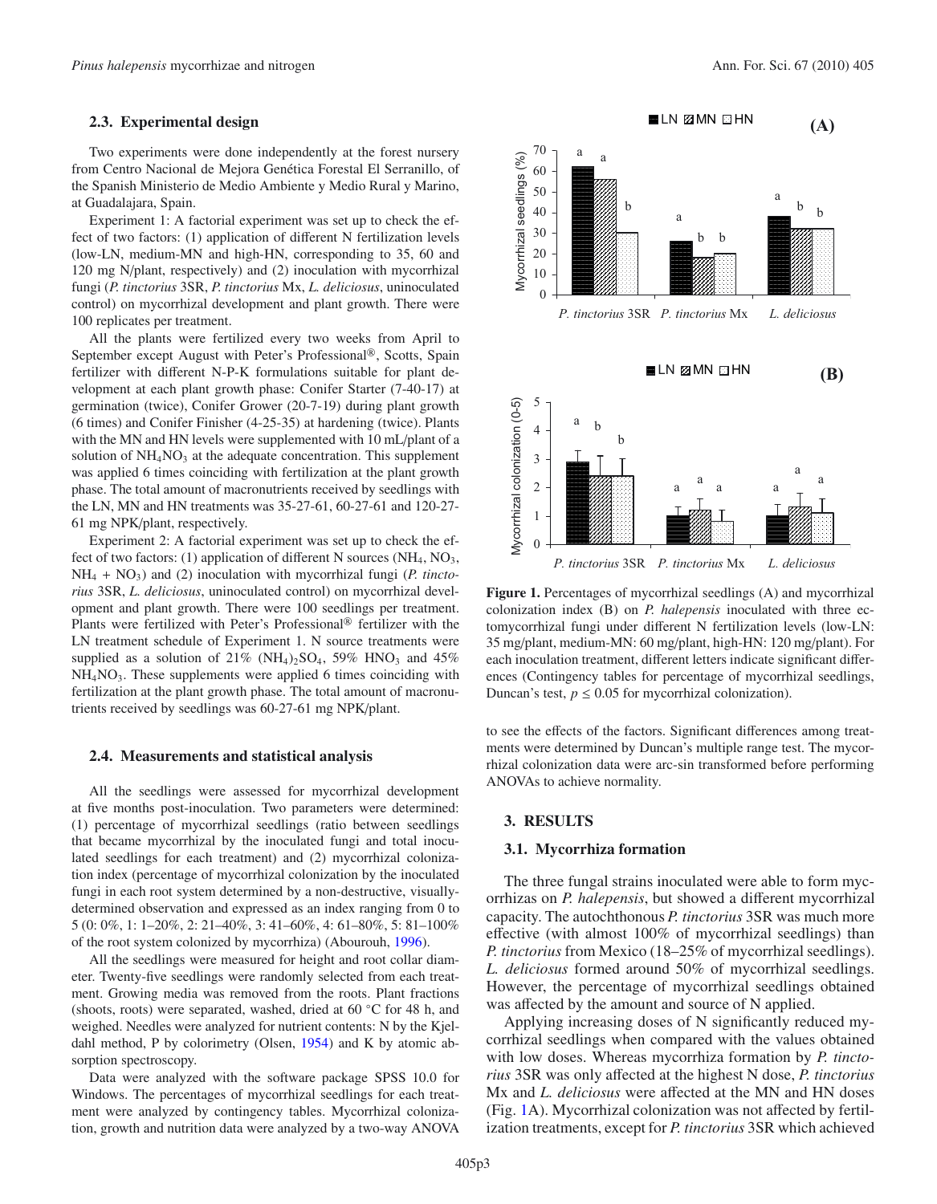### 2.3. Experimental design

Two experiments were done independently at the forest nursery from Centro Nacional de Mejora Genética Forestal El Serranillo, of the Spanish Ministerio de Medio Ambiente y Medio Rural y Marino, at Guadalajara, Spain.

Experiment 1: A factorial experiment was set up to check the effect of two factors: (1) application of different N fertilization levels (low-LN, medium-MN and high-HN, corresponding to 35, 60 and 120 mg N/plant, respectively) and (2) inoculation with mycorrhizal fungi (*P. tinctorius* 3SR, *P. tinctorius* Mx, *L. deliciosus*, uninoculated control) on mycorrhizal development and plant growth. There were 100 replicates per treatment.

All the plants were fertilized every two weeks from April to September except August with Peter's Professional®, Scotts, Spain fertilizer with different N-P-K formulations suitable for plant development at each plant growth phase: Conifer Starter (7-40-17) at germination (twice), Conifer Grower (20-7-19) during plant growth (6 times) and Conifer Finisher (4-25-35) at hardening (twice). Plants with the MN and HN levels were supplemented with 10 mL/plant of a solution of $NH_4NO_3$ at the adequate concentration. This supplement was applied 6 times coinciding with fertilization at the plant growth phase. The total amount of macronutrients received by seedlings with the LN, MN and HN treatments was 35-27-61, 60-27-61 and 120-27-61 mg NPK/plant, respectively.

Experiment 2: A factorial experiment was set up to check the effect of two factors: (1) application of different N sources ($NH_4$, $NO_3$, $NH_4$ + $NO_3$) and (2) inoculation with mycorrhizal fungi (*P. tinctorius* 3SR, *L. deliciosus*, uninoculated control) on mycorrhizal development and plant growth. There were 100 seedlings per treatment. Plants were fertilized with Peter's Professional® fertilizer with the LN treatment schedule of Experiment 1. N source treatments were supplied as a solution of 21% $(NH_4)_2SO_4$, 59% $HNO_3$ and 45% $NH_4NO_3$. These supplements were applied 6 times coinciding with fertilization at the plant growth phase. The total amount of macronutrients received by seedlings was 60-27-61 mg NPK/plant.

### 2.4. Measurements and statistical analysis

All the seedlings were assessed for mycorrhizal development at five months post-inoculation. Two parameters were determined: (1) percentage of mycorrhizal seedlings (ratio between seedlings that became mycorrhizal by the inoculated fungi and total inoculated seedlings for each treatment) and (2) mycorrhizal colonization index (percentage of mycorrhizal colonization by the inoculated fungi in each root system determined by a non-destructive, visually-determined observation and expressed as an index ranging from 0 to 5 (0: 0%, 1: 1–20%, 2: 21–40%, 3: 41–60%, 4: 61–80%, 5: 81–100% of the root system colonized by mycorrhiza) (Abourouh, 1996).

All the seedlings were measured for height and root collar diameter. Twenty-five seedlings were randomly selected from each treatment. Growing media was removed from the roots. Plant fractions (shoots, roots) were separated, washed, dried at 60 °C for 48 h, and weighed. Needles were analyzed for nutrient contents: N by the Kjeldahl method, P by colorimetry (Olsen, 1954) and K by atomic absorption spectroscopy.

Data were analyzed with the software package SPSS 10.0 for Windows. The percentages of mycorrhizal seedlings for each treatment were analyzed by contingency tables. Mycorrhizal colonization, growth and nutrition data were analyzed by a two-way ANOVA to see the effects of the factors. Significant differences among treatments were determined by Duncan's multiple range test. The mycorrhizal colonization data were arc-sin transformed before performing ANOVAs to achieve normality.

**Figure 1.** Percentages of mycorrhizal seedlings (A) and mycorrhizal colonization index (B) on *P. halepensis* inoculated with three ectomycorrhizal fungi under different N fertilization levels (low-LN: 35 mg/plant, medium-MN: 60 mg/plant, high-HN: 120 mg/plant). For each inoculation treatment, different letters indicate significant differences (Contingency tables for percentage of mycorrhizal seedlings, Duncan's test, $p \leq 0.05$ for mycorrhizal colonization).

## 3. RESULTS

### 3.1. Mycorrhiza formation

The three fungal strains inoculated were able to form mycorrhizas on *P. halepensis*, but showed a different mycorrhizal capacity. The autochthonous *P. tinctorius* 3SR was much more effective (with almost 100% of mycorrhizal seedlings) than *P. tinctorius* from Mexico (18–25% of mycorrhizal seedlings). *L. deliciosus* formed around 50% of mycorrhizal seedlings. However, the percentage of mycorrhizal seedlings obtained was affected by the amount and source of N applied.

Applying increasing doses of N significantly reduced mycorrhizal seedlings when compared with the values obtained with low doses. Whereas mycorrhiza formation by *P. tinctorius* 3SR was only affected at the highest N dose, *P. tinctorius* Mx and *L. deliciosus* were affected at the MN and HN doses (Fig. 1A). Mycorrhizal colonization was not affected by fertilization treatments, except for *P. tinctorius* 3SR which achieved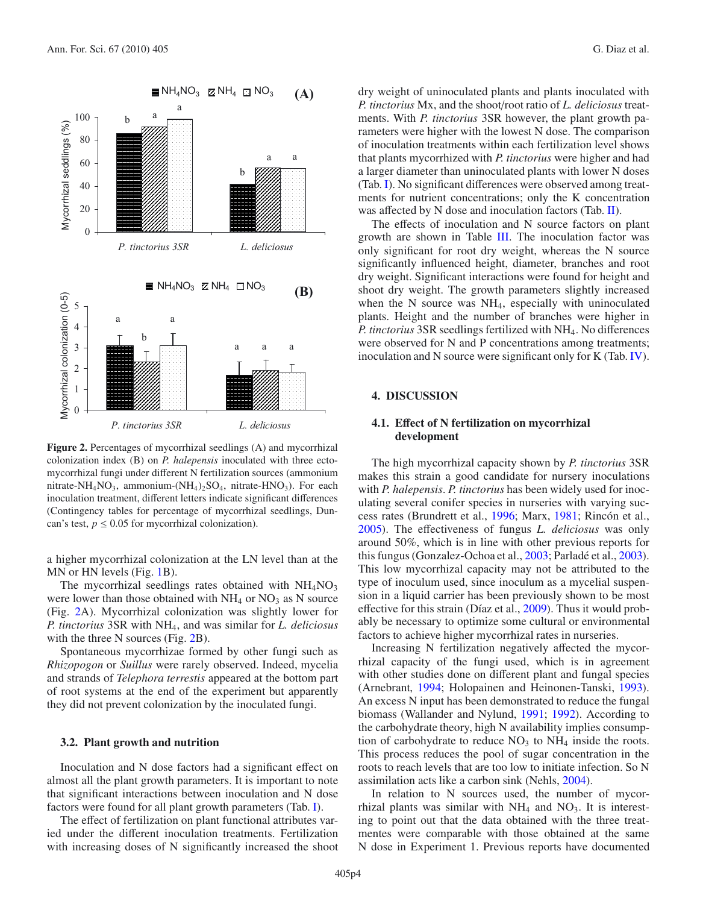**Figure 2.** Percentages of mycorrhizal seedlings (A) and mycorrhizal colonization index (B) on *P. halepensis* inoculated with three ectomycorrhizal fungi under different N fertilization sources (ammonium nitrate-$NH_4NO_3$, ammonium-$(NH_4)_2SO_4$, nitrate-$HNO_3$). For each inoculation treatment, different letters indicate significant differences (Contingency tables for percentage of mycorrhizal seedlings, Duncan's test, $p \leq 0.05$ for mycorrhizal colonization).

a higher mycorrhizal colonization at the LN level than at the MN or HN levels (Fig. 1B).

The mycorrhizal seedlings rates obtained with $NH_4NO_3$ were lower than those obtained with $NH_4$ or $NO_3$ as N source (Fig. 2A). Mycorrhizal colonization was slightly lower for *P. tinctorius* 3SR with $NH_4$, and was similar for *L. deliciosus* with the three N sources (Fig. 2B).

Spontaneous mycorrhizae formed by other fungi such as *Rhizopogon* or *Suillus* were rarely observed. Indeed, mycelia and strands of *Telephora terrestis* appeared at the bottom part of root systems at the end of the experiment but apparently they did not prevent colonization by the inoculated fungi.

### 3.2. Plant growth and nutrition

Inoculation and N dose factors had a significant effect on almost all the plant growth parameters. It is important to note that significant interactions between inoculation and N dose factors were found for all plant growth parameters (Tab. I).

The effect of fertilization on plant functional attributes varied under the different inoculation treatments. Fertilization with increasing doses of N significantly increased the shoot dry weight of uninoculated plants and plants inoculated with *P. tinctorius* Mx, and the shoot/root ratio of *L. deliciosus* treatments. With *P. tinctorius* 3SR however, the plant growth parameters were higher with the lowest N dose. The comparison of inoculation treatments within each fertilization level shows that plants mycorrhized with *P. tinctorius* were higher and had a larger diameter than uninoculated plants with lower N doses (Tab. I). No significant differences were observed among treatments for nutrient concentrations; only the K concentration was affected by N dose and inoculation factors (Tab. II).

The effects of inoculation and N source factors on plant growth are shown in Table III. The inoculation factor was only significant for root dry weight, whereas the N source significantly influenced height, diameter, branches and root dry weight. Significant interactions were found for height and shoot dry weight. The growth parameters slightly increased when the N source was $NH_4$, especially with uninoculated plants. Height and the number of branches were higher in *P. tinctorius* 3SR seedlings fertilized with $NH_4$. No differences were observed for N and P concentrations among treatments; inoculation and N source were significant only for K (Tab. IV).

## 4. DISCUSSION

### 4.1. Effect of N fertilization on mycorrhizal development

The high mycorrhizal capacity shown by *P. tinctorius* 3SR makes this strain a good candidate for nursery inoculations with *P. halepensis*. *P. tinctorius* has been widely used for inoculating several conifer species in nurseries with varying success rates (Brundrett et al., 1996; Marx, 1981; Rincón et al., 2005). The effectiveness of fungus *L. deliciosus* was only around 50%, which is in line with other previous reports for this fungus (Gonzalez-Ochoa et al., 2003; Parladé et al., 2003). This low mycorrhizal capacity may not be attributed to the type of inoculum used, since inoculum as a mycelial suspension in a liquid carrier has been previously shown to be most effective for this strain (Díaz et al., 2009). Thus it would probably be necessary to optimize some cultural or environmental factors to achieve higher mycorrhizal rates in nurseries.

Increasing N fertilization negatively affected the mycorrhizal capacity of the fungi used, which is in agreement with other studies done on different plant and fungal species (Arnebrant, 1994; Holopainen and Heinonen-Tanski, 1993). An excess N input has been demonstrated to reduce the fungal biomass (Wallander and Nylund, 1991; 1992). According to the carbohydrate theory, high N availability implies consumption of carbohydrate to reduce $NO_3$ to $NH_4$ inside the roots. This process reduces the pool of sugar concentration in the roots to reach levels that are too low to initiate infection. So N assimilation acts like a carbon sink (Nehls, 2004).

In relation to N sources used, the number of mycorrhizal plants was similar with $NH_4$ and $NO_3$. It is interesting to point out that the data obtained with the three treatmentes were comparable with those obtained at the same N dose in Experiment 1. Previous reports have documented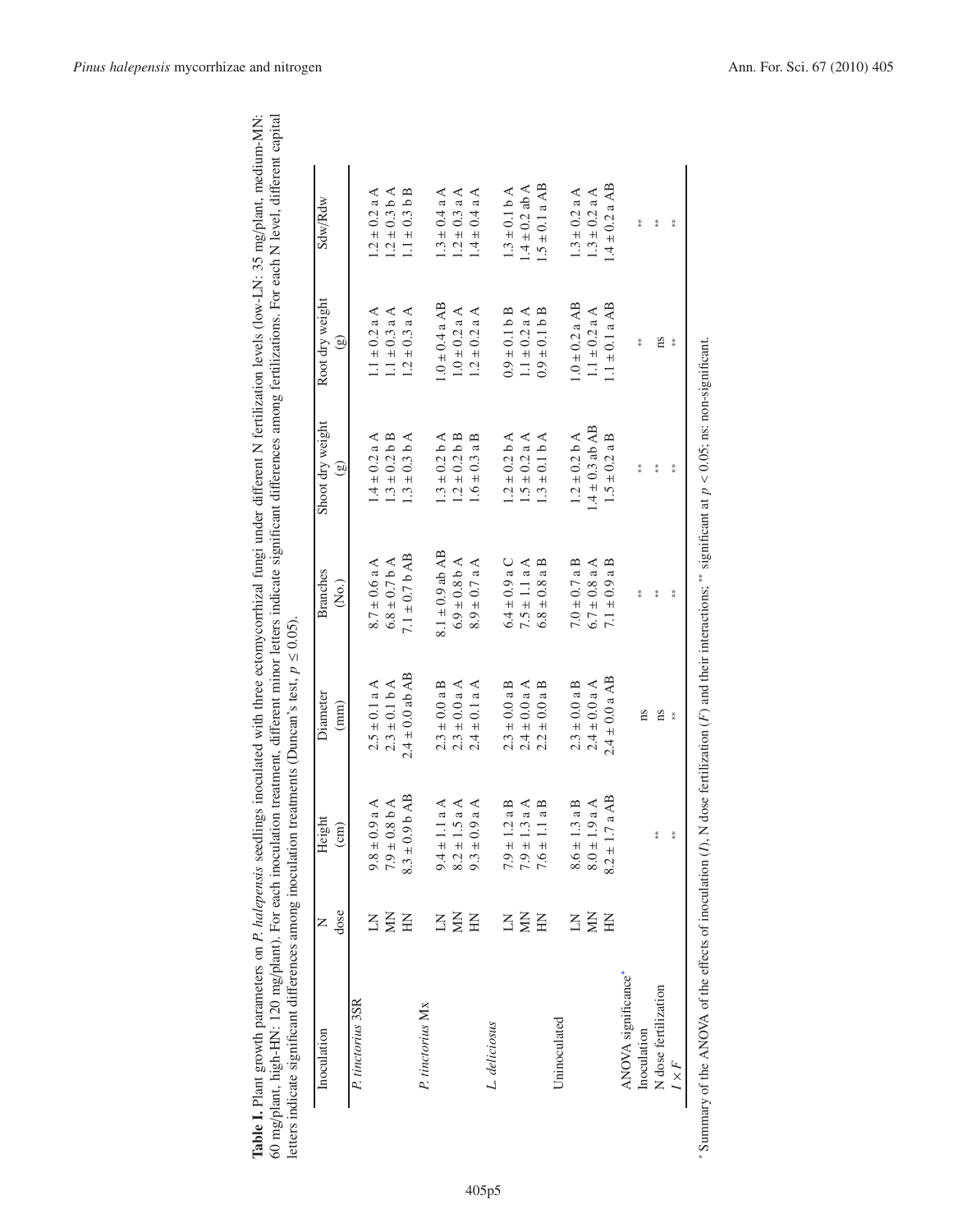**Table I.** Plant growth parameters on *P. halepensis* seedlings inoculated with three ectomycorrhizal fungi under different N fertilization levels (low-LN: 35 mg/plant, medium-MN: 60 mg/plant, high-HN: 120 mg/plant). For each inoculation treatment, different minor letters indicate significant differences among fertilizations. For each N level, different capital letters indicate significant differences among inoculation treatments (Duncan's test, $p \leq 0.05$).

| Inoculation | N dose | Height (cm) | Diameter (mm) | Branches (No.) | Shoot dry weight (g) | Root dry weight (g) | Sdw/Rdw |
|---|---|---|---|---|---|---|---|
| *P. tinctorius* 3SR | LN | 9.8 ± 0.9 a A | 2.5 ± 0.1 a A | 8.7 ± 0.6 a A | 1.4 ± 0.2 a A | 1.1 ± 0.2 a A | 1.2 ± 0.2 a A |
| | MN | 7.9 ± 0.8 b A | 2.3 ± 0.1 b A | 6.8 ± 0.7 b A | 1.3 ± 0.2 b B | 1.1 ± 0.3 a A | 1.2 ± 0.3 b A |
| | HN | 8.3 ± 0.9 b AB | 2.4 ± 0.0 ab AB | 7.1 ± 0.7 b AB | 1.3 ± 0.3 b A | 1.2 ± 0.3 a A | 1.1 ± 0.3 b B |
| *P. tinctorius* Mx | LN | 9.4 ± 1.1 a A | 2.3 ± 0.0 a B | 8.1 ± 0.9 ab AB | 1.3 ± 0.2 b A | 1.0 ± 0.4 a AB | 1.3 ± 0.4 a A |
| | MN | 8.2 ± 1.5 a A | 2.3 ± 0.0 a A | 6.9 ± 0.8 b A | 1.2 ± 0.2 b B | 1.0 ± 0.2 a A | 1.2 ± 0.3 a A |
| | HN | 9.3 ± 0.9 a A | 2.4 ± 0.1 a A | 8.9 ± 0.7 a A | 1.6 ± 0.3 a B | 1.2 ± 0.2 a A | 1.4 ± 0.4 a A |
| *L. deliciosus* | LN | 7.9 ± 1.2 a B | 2.3 ± 0.0 a B | 6.4 ± 0.9 a C | 1.2 ± 0.2 b A | 0.9 ± 0.1 b B | 1.3 ± 0.1 b A |
| | MN | 7.9 ± 1.3 a A | 2.4 ± 0.0 a A | 7.5 ± 1.1 a A | 1.5 ± 0.2 a A | 1.1 ± 0.2 a A | 1.4 ± 0.2 ab A |
| | HN | 7.6 ± 1.1 a B | 2.2 ± 0.0 a B | 6.8 ± 0.8 a B | 1.3 ± 0.1 b A | 0.9 ± 0.1 b B | 1.5 ± 0.1 a AB |
| Uninoculated | LN | 8.6 ± 1.3 a B | 2.3 ± 0.0 a B | 7.0 ± 0.7 a B | 1.2 ± 0.2 b A | 1.0 ± 0.2 a AB | 1.3 ± 0.2 a A |
| | MN | 8.0 ± 1.9 a A | 2.4 ± 0.0 a A | 6.7 ± 0.8 a A | 1.4 ± 0.3 ab AB | 1.1 ± 0.2 a A | 1.3 ± 0.2 a A |
| | HN | 8.2 ± 1.7 a AB | 2.4 ± 0.0 a AB | 7.1 ± 0.9 a B | 1.5 ± 0.2 a B | 1.1 ± 0.1 a AB | 1.4 ± 0.2 a AB |
| ANOVA significance* | | | | | | | |
| Inoculation | | | ns | ** | ** | ** | ** |
| N dose fertilization | | ** | ns | ** | ** | ns | ** |
| $I \times F$ | | ** | ** | ** | ** | ** | ** |

* Summary of the ANOVA of the effects of inoculation ($I$), N dose fertilization ($F$) and their interactions; ** significant at $p < 0.05$; ns: non-significant.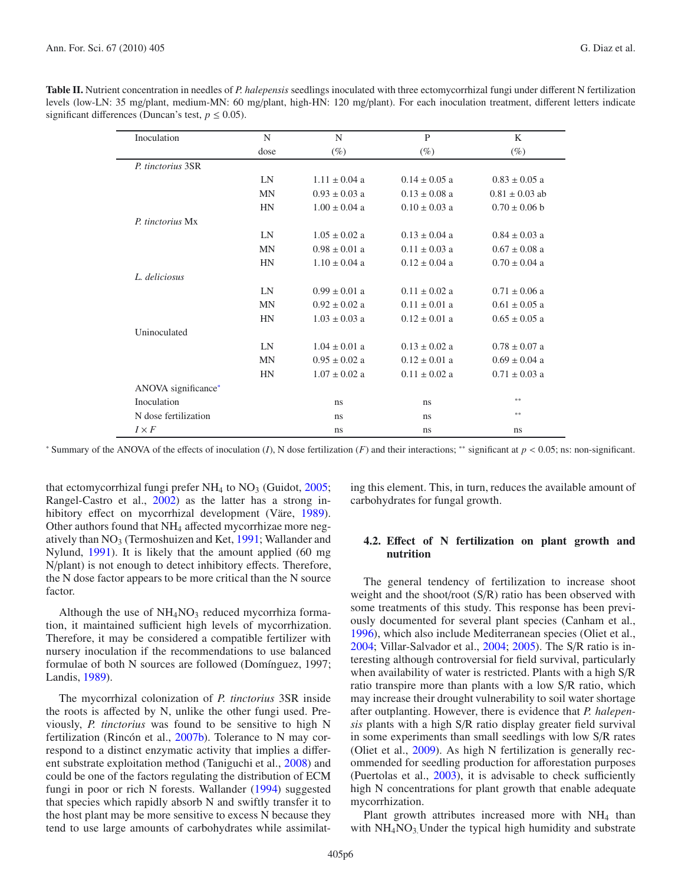**Table II.** Nutrient concentration in needles of *P. halepensis* seedlings inoculated with three ectomycorrhizal fungi under different N fertilization levels (low-LN: 35 mg/plant, medium-MN: 60 mg/plant, high-HN: 120 mg/plant). For each inoculation treatment, different letters indicate significant differences (Duncan's test, $p \leq 0.05$).

| Inoculation | N dose | N (%) | P (%) | K (%) |
|---|---|---|---|---|
| *P. tinctorius* 3SR | | | | |
| | LN | 1.11 ± 0.04 a | 0.14 ± 0.05 a | 0.83 ± 0.05 a |
| | MN | 0.93 ± 0.03 a | 0.13 ± 0.08 a | 0.81 ± 0.03 ab |
| | HN | 1.00 ± 0.04 a | 0.10 ± 0.03 a | 0.70 ± 0.06 b |
| *P. tinctorius* Mx | | | | |
| | LN | 1.05 ± 0.02 a | 0.13 ± 0.04 a | 0.84 ± 0.03 a |
| | MN | 0.98 ± 0.01 a | 0.11 ± 0.03 a | 0.67 ± 0.08 a |
| | HN | 1.10 ± 0.04 a | 0.12 ± 0.04 a | 0.70 ± 0.04 a |
| *L. deliciosus* | | | | |
| | LN | 0.99 ± 0.01 a | 0.11 ± 0.02 a | 0.71 ± 0.06 a |
| | MN | 0.92 ± 0.02 a | 0.11 ± 0.01 a | 0.61 ± 0.05 a |
| | HN | 1.03 ± 0.03 a | 0.12 ± 0.01 a | 0.65 ± 0.05 a |
| Uninoculated | | | | |
| | LN | 1.04 ± 0.01 a | 0.13 ± 0.02 a | 0.78 ± 0.07 a |
| | MN | 0.95 ± 0.02 a | 0.12 ± 0.01 a | 0.69 ± 0.04 a |
| | HN | 1.07 ± 0.02 a | 0.11 ± 0.02 a | 0.71 ± 0.03 a |
| ANOVA significance* | | | | |
| Inoculation | | ns | ns | ** |
| N dose fertilization | | ns | ns | ** |
| $I \times F$ | | ns | ns | ns |

* Summary of the ANOVA of the effects of inoculation (*I*), N dose fertilization (*F*) and their interactions; ** significant at $p < 0.05$; ns: non-significant.

that ectomycorrhizal fungi prefer $NH_4$ to $NO_3$ (Guidot, 2005; Rangel-Castro et al., 2002) as the latter has a strong inhibitory effect on mycorrhizal development (Väre, 1989). Other authors found that $NH_4$ affected mycorrhizae more negatively than $NO_3$ (Termoshuizen and Ket, 1991; Wallander and Nylund, 1991). It is likely that the amount applied (60 mg N/plant) is not enough to detect inhibitory effects. Therefore, the N dose factor appears to be more critical than the N source factor.

Although the use of $NH_4NO_3$ reduced mycorrhiza formation, it maintained sufficient high levels of mycorrhization. Therefore, it may be considered a compatible fertilizer with nursery inoculation if the recommendations to use balanced formulae of both N sources are followed (Domínguez, 1997; Landis, 1989).

The mycorrhizal colonization of *P. tinctorius* 3SR inside the roots is affected by N, unlike the other fungi used. Previously, *P. tinctorius* was found to be sensitive to high N fertilization (Rincón et al., 2007b). Tolerance to N may correspond to a distinct enzymatic activity that implies a different substrate exploitation method (Taniguchi et al., 2008) and could be one of the factors regulating the distribution of ECM fungi in poor or rich N forests. Wallander (1994) suggested that species which rapidly absorb N and swiftly transfer it to the host plant may be more sensitive to excess N because they tend to use large amounts of carbohydrates while assimilating this element. This, in turn, reduces the available amount of carbohydrates for fungal growth.

### 4.2. Effect of N fertilization on plant growth and nutrition

The general tendency of fertilization to increase shoot weight and the shoot/root (S/R) ratio has been observed with some treatments of this study. This response has been previously documented for several plant species (Canham et al., 1996), which also include Mediterranean species (Oliet et al., 2004; Villar-Salvador et al., 2004; 2005). The S/R ratio is interesting although controversial for field survival, particularly when availability of water is restricted. Plants with a high S/R ratio transpire more than plants with a low S/R ratio, which may increase their drought vulnerability to soil water shortage after outplanting. However, there is evidence that *P. halepensis* plants with a high S/R ratio display greater field survival in some experiments than small seedlings with low S/R rates (Oliet et al., 2009). As high N fertilization is generally recommended for seedling production for afforestation purposes (Puertolas et al., 2003), it is advisable to check sufficiently high N concentrations for plant growth that enable adequate mycorrhization.

Plant growth attributes increased more with $NH_4$ than with $NH_4NO_3$. Under the typical high humidity and substrate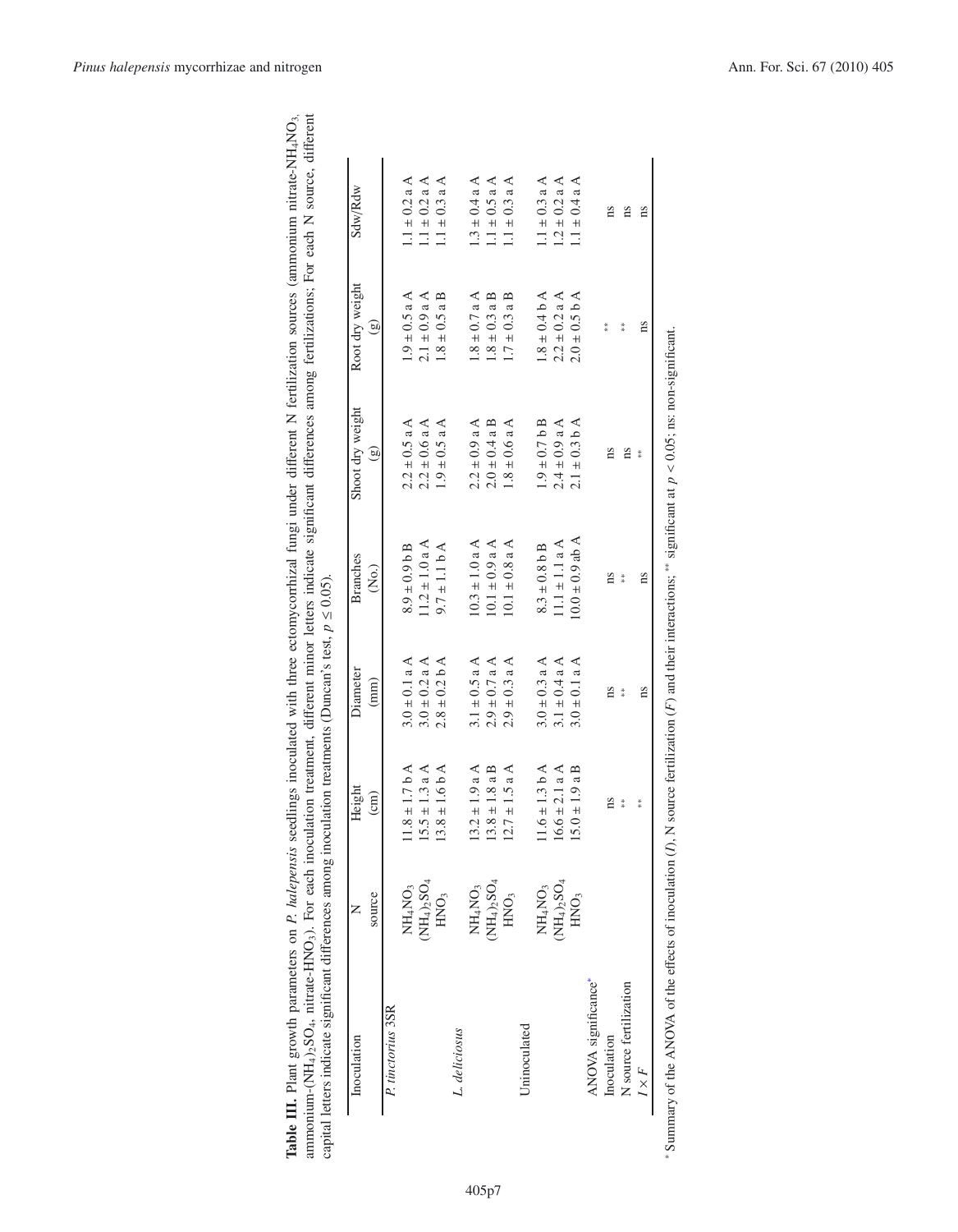**Table III.** Plant growth parameters on *P. halepensis* seedlings inoculated with three ectomycorrhizal fungi under different N fertilization sources (ammonium nitrate-$NH_4NO_3$, ammonium-$(NH_4)_2SO_4$, nitrate-$HNO_3$). For each inoculation treatment, different minor letters indicate significant differences among fertilizations; For each N source, different capital letters indicate significant differences among inoculation treatments (Duncan's test, $p \leq 0.05$).

| Inoculation | N source | Height (cm) | Diameter (mm) | Branches (No.) | Shoot dry weight (g) | Root dry weight (g) | Sdw/Rdw |
|---|---|---|---|---|---|---|---|
| *P. tinctorius* 3SR | $NH_4NO_3$ | 11.8 ± 1.7 b A | 3.0 ± 0.1 a A | 8.9 ± 0.9 b B | 2.2 ± 0.5 a A | 1.9 ± 0.5 a A | 1.1 ± 0.2 a A |
| | $(NH_4)_2SO_4$ | 15.5 ± 1.3 a A | 3.0 ± 0.2 a A | 11.2 ± 1.0 a A | 2.2 ± 0.6 a A | 2.1 ± 0.9 a A | 1.1 ± 0.2 a A |
| | $HNO_3$ | 13.8 ± 1.6 b A | 2.8 ± 0.2 b A | 9.7 ± 1.1 b A | 1.9 ± 0.5 a A | 1.8 ± 0.5 a B | 1.1 ± 0.3 a A |
| *L. deliciosus* | $NH_4NO_3$ | 13.2 ± 1.9 a A | 3.1 ± 0.5 a A | 10.3 ± 1.0 a A | 2.2 ± 0.9 a A | 1.8 ± 0.7 a A | 1.3 ± 0.4 a A |
| | $(NH_4)_2SO_4$ | 13.8 ± 1.8 a B | 2.9 ± 0.7 a A | 10.1 ± 0.9 a A | 2.0 ± 0.4 a B | 1.8 ± 0.3 a B | 1.1 ± 0.5 a A |
| | $HNO_3$ | 12.7 ± 1.5 a A | 2.9 ± 0.3 a A | 10.1 ± 0.8 a A | 1.8 ± 0.6 a A | 1.7 ± 0.3 a B | 1.1 ± 0.3 a A |
| Uninoculated | $NH_4NO_3$ | 11.6 ± 1.3 b A | 3.0 ± 0.3 a A | 8.3 ± 0.8 b B | 1.9 ± 0.7 b B | 1.8 ± 0.4 b A | 1.1 ± 0.3 a A |
| | $(NH_4)_2SO_4$ | 16.6 ± 2.1 a A | 3.1 ± 0.4 a A | 11.1 ± 1.1 a A | 2.4 ± 0.9 a A | 2.2 ± 0.2 a A | 1.2 ± 0.2 a A |
| | $HNO_3$ | 15.0 ± 1.9 a B | 3.0 ± 0.1 a A | 10.0 ± 0.9 ab A | 2.1 ± 0.3 b A | 2.0 ± 0.5 b A | 1.1 ± 0.4 a A |
| ANOVA significance* | | | | | | | |
| Inoculation | | ns | ns | ns | ns | ** | ns |
| N source fertilization | | ** | ** | ** | ns | ** | ns |
| $I \times F$ | | ** | ns | ns | ** | ns | ns |

\* Summary of the ANOVA of the effects of inoculation (*I*), N source fertilization (*F*) and their interactions; ** significant at $p < 0.05$; ns: non-significant.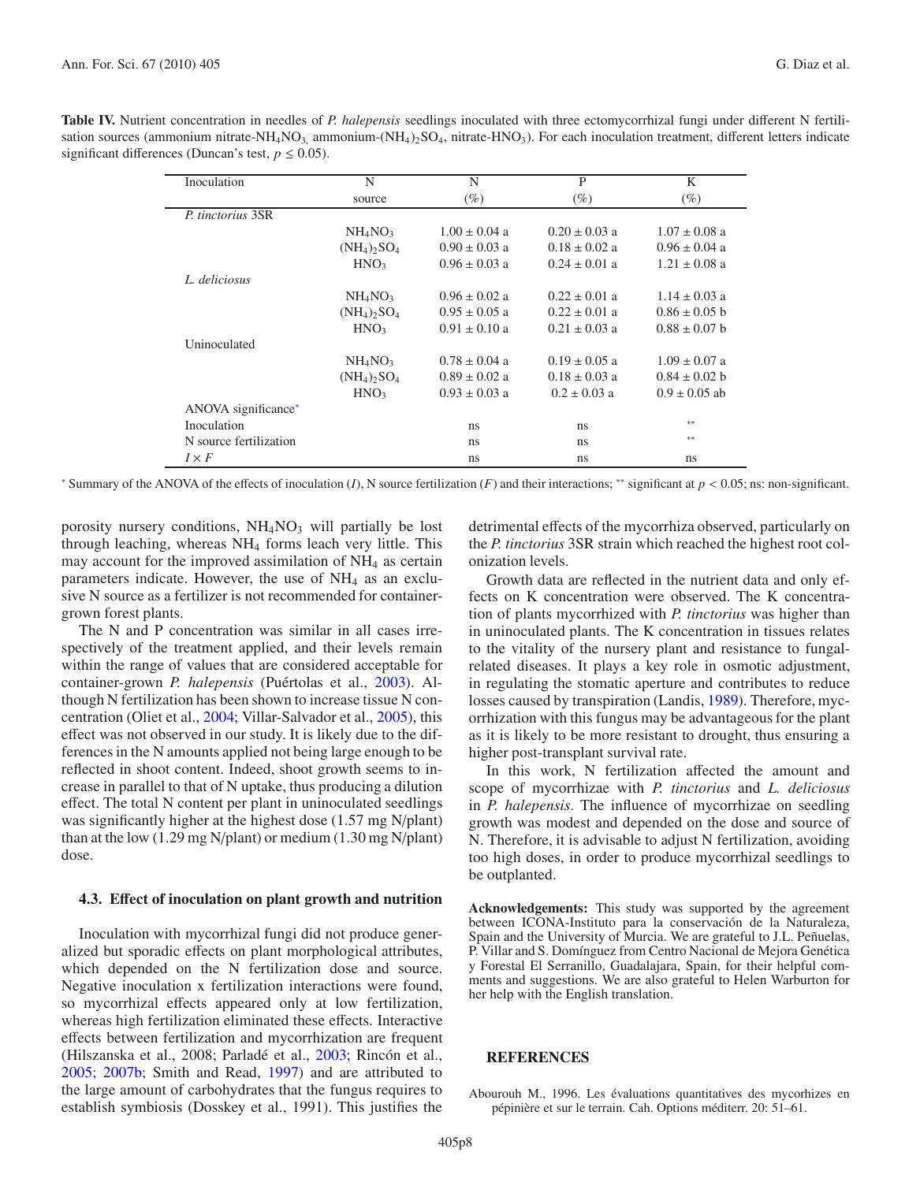**Table IV.** Nutrient concentration in needles of *P. halepensis* seedlings inoculated with three ectomycorrhizal fungi under different N fertilisation sources (ammonium nitrate-$NH_4NO_3$, ammonium-$(NH_4)_2SO_4$, nitrate-$HNO_3$). For each inoculation treatment, different letters indicate significant differences (Duncan's test, $p \leq 0.05$).

| Inoculation | N source | N (%) | P (%) | K (%) |
|---|---|---|---|---|
| *P. tinctorius* 3SR | | | | |
| | $NH_4NO_3$ | 1.00 ± 0.04 a | 0.20 ± 0.03 a | 1.07 ± 0.08 a |
| | $(NH_4)_2SO_4$ | 0.90 ± 0.03 a | 0.18 ± 0.02 a | 0.96 ± 0.04 a |
| | $HNO_3$ | 0.96 ± 0.03 a | 0.24 ± 0.01 a | 1.21 ± 0.08 a |
| *L. deliciosus* | | | | |
| | $NH_4NO_3$ | 0.96 ± 0.02 a | 0.22 ± 0.01 a | 1.14 ± 0.03 a |
| | $(NH_4)_2SO_4$ | 0.95 ± 0.05 a | 0.22 ± 0.01 a | 0.86 ± 0.05 b |
| | $HNO_3$ | 0.91 ± 0.10 a | 0.21 ± 0.03 a | 0.88 ± 0.07 b |
| Uninoculated | | | | |
| | $NH_4NO_3$ | 0.78 ± 0.04 a | 0.19 ± 0.05 a | 1.09 ± 0.07 a |
| | $(NH_4)_2SO_4$ | 0.89 ± 0.02 a | 0.18 ± 0.03 a | 0.84 ± 0.02 b |
| | $HNO_3$ | 0.93 ± 0.03 a | 0.2 ± 0.03 a | 0.9 ± 0.05 ab |
| ANOVA significance* | | | | |
| Inoculation | | ns | ns | ** |
| N source fertilization | | ns | ns | ** |
| $I \times F$ | | ns | ns | ns |

* Summary of the ANOVA of the effects of inoculation (*I*), N source fertilization (*F*) and their interactions; ** significant at $p < 0.05$; ns: non-significant.

porosity nursery conditions, $NH_4NO_3$ will partially be lost through leaching, whereas $NH_4$ forms leach very little. This may account for the improved assimilation of $NH_4$ as certain parameters indicate. However, the use of $NH_4$ as an exclusive N source as a fertilizer is not recommended for container-grown forest plants.

The N and P concentration was similar in all cases irrespectively of the treatment applied, and their levels remain within the range of values that are considered acceptable for container-grown *P. halepensis* (Puértolas et al., 2003). Although N fertilization has been shown to increase tissue N concentration (Oliet et al., 2004; Villar-Salvador et al., 2005), this effect was not observed in our study. It is likely due to the differences in the N amounts applied not being large enough to be reflected in shoot content. Indeed, shoot growth seems to increase in parallel to that of N uptake, thus producing a dilution effect. The total N content per plant in uninoculated seedlings was significantly higher at the highest dose (1.57 mg N/plant) than at the low (1.29 mg N/plant) or medium (1.30 mg N/plant) dose.

### 4.3. Effect of inoculation on plant growth and nutrition

Inoculation with mycorrhizal fungi did not produce generalized but sporadic effects on plant morphological attributes, which depended on the N fertilization dose and source. Negative inoculation x fertilization interactions were found, so mycorrhizal effects appeared only at low fertilization, whereas high fertilization eliminated these effects. Interactive effects between fertilization and mycorrhization are frequent (Hilszanska et al., 2008; Parladé et al., 2003; Rincón et al., 2005; 2007b; Smith and Read, 1997) and are attributed to the large amount of carbohydrates that the fungus requires to establish symbiosis (Dosskey et al., 1991). This justifies the detrimental effects of the mycorrhiza observed, particularly on the *P. tinctorius* 3SR strain which reached the highest root colonization levels.

Growth data are reflected in the nutrient data and only effects on K concentration were observed. The K concentration of plants mycorrhized with *P. tinctorius* was higher than in uninoculated plants. The K concentration in tissues relates to the vitality of the nursery plant and resistance to fungal-related diseases. It plays a key role in osmotic adjustment, in regulating the stomatic aperture and contributes to reduce losses caused by transpiration (Landis, 1989). Therefore, mycorrhization with this fungus may be advantageous for the plant as it is likely to be more resistant to drought, thus ensuring a higher post-transplant survival rate.

In this work, N fertilization affected the amount and scope of mycorrhizae with *P. tinctorius* and *L. deliciosus* in *P. halepensis*. The influence of mycorrhizae on seedling growth was modest and depended on the dose and source of N. Therefore, it is advisable to adjust N fertilization, avoiding too high doses, in order to produce mycorrhizal seedlings to be outplanted.

**Acknowledgements:** This study was supported by the agreement between ICONA-Instituto para la conservación de la Naturaleza, Spain and the University of Murcia. We are grateful to J.L. Peñuelas, P. Villar and S. Domínguez from Centro Nacional de Mejora Genética y Forestal El Serranillo, Guadalajara, Spain, for their helpful comments and suggestions. We are also grateful to Helen Warburton for her help with the English translation.

## REFERENCES

Abourouh M., 1996. Les évaluations quantitatives des mycorhizes en pépinière et sur le terrain. Cah. Options méditerr. 20: 51–61.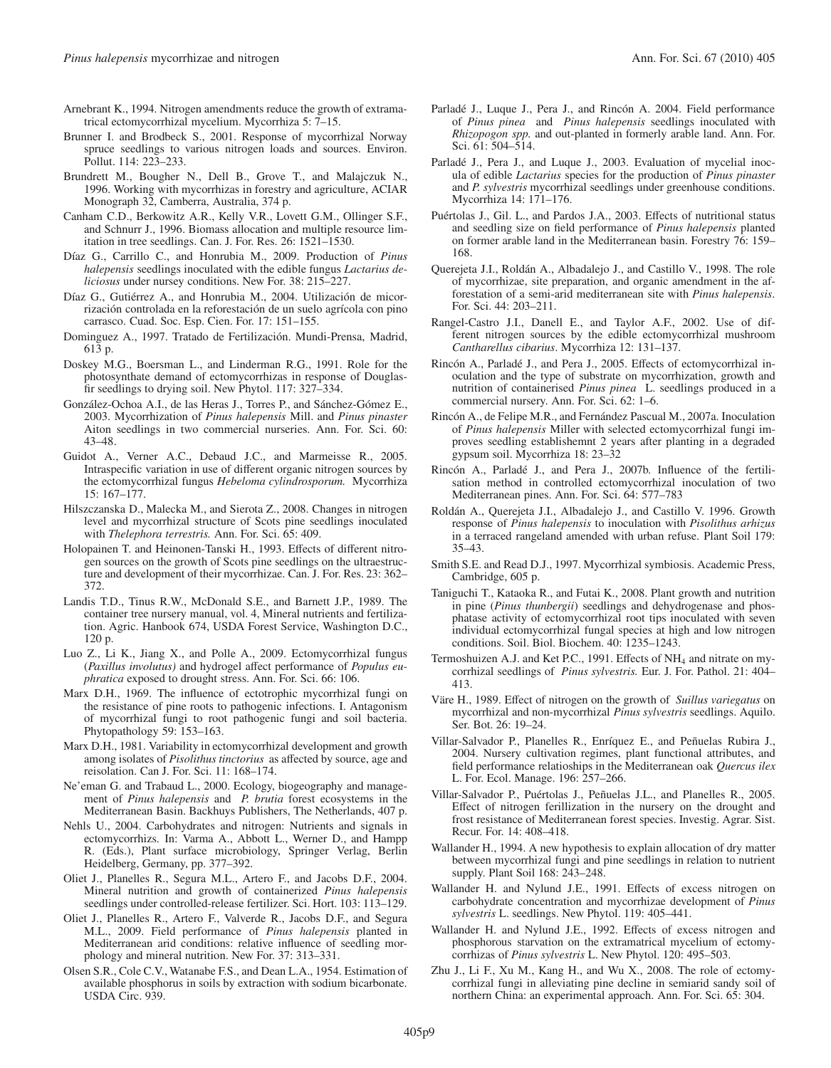Arnebrant K., 1994. Nitrogen amendments reduce the growth of extramatrical ectomycorrhizal mycelium. Mycorrhiza 5: 7–15.

Brunner I. and Brodbeck S., 2001. Response of mycorrhizal Norway spruce seedlings to various nitrogen loads and sources. Environ. Pollut. 114: 223–233.

Brundrett M., Bougher N., Dell B., Grove T., and Malajczuk N., 1996. Working with mycorrhizas in forestry and agriculture, ACIAR Monograph 32, Camberra, Australia, 374 p.

Canham C.D., Berkowitz A.R., Kelly V.R., Lovett G.M., Ollinger S.F., and Schnurr J., 1996. Biomass allocation and multiple resource limitation in tree seedlings. Can. J. For. Res. 26: 1521–1530.

Díaz G., Carrillo C., and Honrubia M., 2009. Production of *Pinus halepensis* seedlings inoculated with the edible fungus *Lactarius deliciosus* under nursery conditions. New For. 38: 215–227.

Díaz G., Gutiérrez A., and Honrubia M., 2004. Utilización de micorrización controlada en la reforestación de un suelo agrícola con pino carrasco. Cuad. Soc. Esp. Cien. For. 17: 151–155.

Dominguez A., 1997. Tratado de Fertilización. Mundi-Prensa, Madrid, 613 p.

Doskey M.G., Boersman L., and Linderman R.G., 1991. Role for the photosynthate demand of ectomycorrhizas in response of Douglas-fir seedlings to drying soil. New Phytol. 117: 327–334.

González-Ochoa A.I., de las Heras J., Torres P., and Sánchez-Gómez E., 2003. Mycorrhization of *Pinus halepensis* Mill. and *Pinus pinaster* Aiton seedlings in two commercial nurseries. Ann. For. Sci. 60: 43–48.

Guidot A., Verner A.C., Debaud J.C., and Marmeisse R., 2005. Intraspecific variation in use of different organic nitrogen sources by the ectomycorrhizal fungus *Hebeloma cylindrosporum.* Mycorrhiza 15: 167–177.

Hilszczanska D., Malecka M., and Sierota Z., 2008. Changes in nitrogen level and mycorrhizal structure of Scots pine seedlings inoculated with *Thelephora terrestris.* Ann. For. Sci. 65: 409.

Holopainen T. and Heinonen-Tanski H., 1993. Effects of different nitrogen sources on the growth of Scots pine seedlings on the ultraestructure and development of their mycorrhizae. Can. J. For. Res. 23: 362–372.

Landis T.D., Tinus R.W., McDonald S.E., and Barnett J.P., 1989. The container tree nursery manual, vol. 4, Mineral nutrients and fertilization. Agric. Hanbook 674, USDA Forest Service, Washington D.C., 120 p.

Luo Z., Li K., Jiang X., and Polle A., 2009. Ectomycorrhizal fungus (*Paxillus involutus)* and hydrogel affect performance of *Populus euphratica* exposed to drought stress. Ann. For. Sci. 66: 106.

Marx D.H., 1969. The influence of ectotrophic mycorrhizal fungi on the resistance of pine roots to pathogenic infections. I. Antagonism of mycorrhizal fungi to root pathogenic fungi and soil bacteria. Phytopathology 59: 153–163.

Marx D.H., 1981. Variability in ectomycorrhizal development and growth among isolates of *Pisolithus tinctorius* as affected by source, age and reisolation. Can J. For. Sci. 11: 168–174.

Ne'eman G. and Trabaud L., 2000. Ecology, biogeography and management of *Pinus halepensis* and *P. brutia* forest ecosystems in the Mediterranean Basin. Backhuys Publishers, The Netherlands, 407 p.

Nehls U., 2004. Carbohydrates and nitrogen: Nutrients and signals in ectomycorrhizs. In: Varma A., Abbott L., Werner D., and Hampp R. (Eds.), Plant surface microbiology, Springer Verlag, Berlin Heidelberg, Germany, pp. 377–392.

Oliet J., Planelles R., Segura M.L., Artero F., and Jacobs D.F., 2004. Mineral nutrition and growth of containerized *Pinus halepensis* seedlings under controlled-release fertilizer. Sci. Hort. 103: 113–129.

Oliet J., Planelles R., Artero F., Valverde R., Jacobs D.F., and Segura M.L., 2009. Field performance of *Pinus halepensis* planted in Mediterranean arid conditions: relative influence of seedling morphology and mineral nutrition. New For. 37: 313–331.

Olsen S.R., Cole C.V., Watanabe F.S., and Dean L.A., 1954. Estimation of available phosphorus in soils by extraction with sodium bicarbonate. USDA Circ. 939.

Parladé J., Luque J., Pera J., and Rincón A. 2004. Field performance of *Pinus pinea* and *Pinus halepensis* seedlings inoculated with *Rhizopogon spp.* and out-planted in formerly arable land. Ann. For. Sci. 61: 504–514.

Parladé J., Pera J., and Luque J., 2003. Evaluation of mycelial inocula of edible *Lactarius* species for the production of *Pinus pinaster* and *P. sylvestris* mycorrhizal seedlings under greenhouse conditions. Mycorrhiza 14: 171–176.

Puértolas J., Gil. L., and Pardos J.A., 2003. Effects of nutritional status and seedling size on field performance of *Pinus halepensis* planted on former arable land in the Mediterranean basin. Forestry 76: 159–168.

Querejeta J.I., Roldán A., Albadalejo J., and Castillo V., 1998. The role of mycorrhizae, site preparation, and organic amendment in the afforestation of a semi-arid mediterranean site with *Pinus halepensis*. For. Sci. 44: 203–211.

Rangel-Castro J.I., Danell E., and Taylor A.F., 2002. Use of different nitrogen sources by the edible ectomycorrhizal mushroom *Cantharellus cibarius*. Mycorrhiza 12: 131–137.

Rincón A., Parladé J., and Pera J., 2005. Effects of ectomycorrhizal inoculation and the type of substrate on mycorrhization, growth and nutrition of containerised *Pinus pinea* L. seedlings produced in a commercial nursery. Ann. For. Sci. 62: 1–6.

Rincón A., de Felipe M.R., and Fernández Pascual M., 2007a. Inoculation of *Pinus halepensis* Miller with selected ectomycorrhizal fungi improves seedling establishemnt 2 years after planting in a degraded gypsum soil. Mycorrhiza 18: 23–32

Rincón A., Parladé J., and Pera J., 2007b. Influence of the fertilisation method in controlled ectomycorrhizal inoculation of two Mediterranean pines. Ann. For. Sci. 64: 577–783

Roldán A., Querejeta J.I., Albadalejo J., and Castillo V. 1996. Growth response of *Pinus halepensis* to inoculation with *Pisolithus arhizus* in a terraced rangeland amended with urban refuse. Plant Soil 179: 35–43.

Smith S.E. and Read D.J., 1997. Mycorrhizal symbiosis. Academic Press, Cambridge, 605 p.

Taniguchi T., Kataoka R., and Futai K., 2008. Plant growth and nutrition in pine (*Pinus thunbergii*) seedlings and dehydrogenase and phosphatase activity of ectomycorrhizal root tips inoculated with seven individual ectomycorrhizal fungal species at high and low nitrogen conditions. Soil. Biol. Biochem. 40: 1235–1243.

Termoshuizen A.J. and Ket P.C., 1991. Effects of $NH_4$ and nitrate on mycorrhizal seedlings of *Pinus sylvestris.* Eur. J. For. Pathol. 21: 404–413.

Väre H., 1989. Effect of nitrogen on the growth of *Suillus variegatus* on mycorrhizal and non-mycorrhizal *Pinus sylvestris* seedlings. Aquilo. Ser. Bot. 26: 19–24.

Villar-Salvador P., Planelles R., Enríquez E., and Peñuelas Rubira J., 2004. Nursery cultivation regimes, plant functional attributes, and field performance relatioships in the Mediterranean oak *Quercus ilex* L. For. Ecol. Manage. 196: 257–266.

Villar-Salvador P., Puértolas J., Peñuelas J.L., and Planelles R., 2005. Effect of nitrogen ferillization in the nursery on the drought and frost resistance of Mediterranean forest species. Investig. Agrar. Sist. Recur. For. 14: 408–418.

Wallander H., 1994. A new hypothesis to explain allocation of dry matter between mycorrhizal fungi and pine seedlings in relation to nutrient supply. Plant Soil 168: 243–248.

Wallander H. and Nylund J.E., 1991. Effects of excess nitrogen on carbohydrate concentration and mycorrhizae development of *Pinus sylvestris* L. seedlings. New Phytol. 119: 405–441.

Wallander H. and Nylund J.E., 1992. Effects of excess nitrogen and phosphorous starvation on the extramatrical mycelium of ectomycorrhizas of *Pinus sylvestris* L. New Phytol. 120: 495–503.

Zhu J., Li F., Xu M., Kang H., and Wu X., 2008. The role of ectomycorrhizal fungi in alleviating pine decline in semiarid sandy soil of northern China: an experimental approach. Ann. For. Sci. 65: 304.